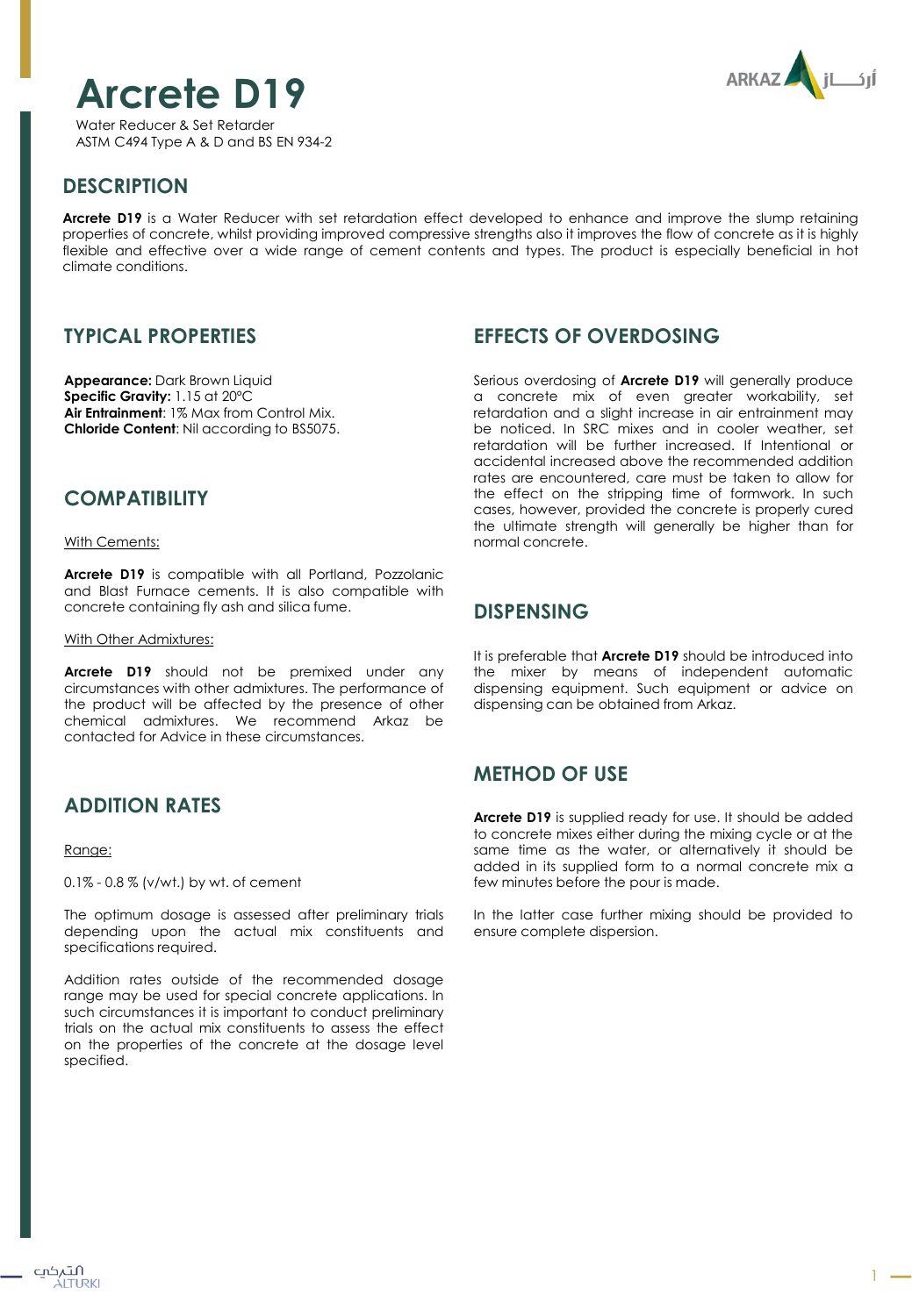# Arcrete D19

Water Reducer & Set Retarder
ASTM C494 Type A & D and BS EN 934-2

## DESCRIPTION

**Arcrete D19** is a Water Reducer with set retardation effect developed to enhance and improve the slump retaining properties of concrete, whilst providing improved compressive strengths also it improves the flow of concrete as it is highly flexible and effective over a wide range of cement contents and types. The product is especially beneficial in hot climate conditions.

## TYPICAL PROPERTIES

**Appearance:** Dark Brown Liquid
**Specific Gravity:** 1.15 at 20°C
**Air Entrainment**: 1% Max from Control Mix.
**Chloride Content**: Nil according to BS5075.

## COMPATIBILITY

With Cements:

**Arcrete D19** is compatible with all Portland, Pozzolanic and Blast Furnace cements. It is also compatible with concrete containing fly ash and silica fume.

With Other Admixtures:

**Arcrete D19** should not be premixed under any circumstances with other admixtures. The performance of the product will be affected by the presence of other chemical admixtures. We recommend Arkaz be contacted for Advice in these circumstances.

## ADDITION RATES

Range:

0.1% - 0.8 % (v/wt.) by wt. of cement

The optimum dosage is assessed after preliminary trials depending upon the actual mix constituents and specifications required.

Addition rates outside of the recommended dosage range may be used for special concrete applications. In such circumstances it is important to conduct preliminary trials on the actual mix constituents to assess the effect on the properties of the concrete at the dosage level specified.

## EFFECTS OF OVERDOSING

Serious overdosing of **Arcrete D19** will generally produce a concrete mix of even greater workability, set retardation and a slight increase in air entrainment may be noticed. In SRC mixes and in cooler weather, set retardation will be further increased. If Intentional or accidental increased above the recommended addition rates are encountered, care must be taken to allow for the effect on the stripping time of formwork. In such cases, however, provided the concrete is properly cured the ultimate strength will generally be higher than for normal concrete.

## DISPENSING

It is preferable that **Arcrete D19** should be introduced into the mixer by means of independent automatic dispensing equipment. Such equipment or advice on dispensing can be obtained from Arkaz.

## METHOD OF USE

**Arcrete D19** is supplied ready for use. It should be added to concrete mixes either during the mixing cycle or at the same time as the water, or alternatively it should be added in its supplied form to a normal concrete mix a few minutes before the pour is made.

In the latter case further mixing should be provided to ensure complete dispersion.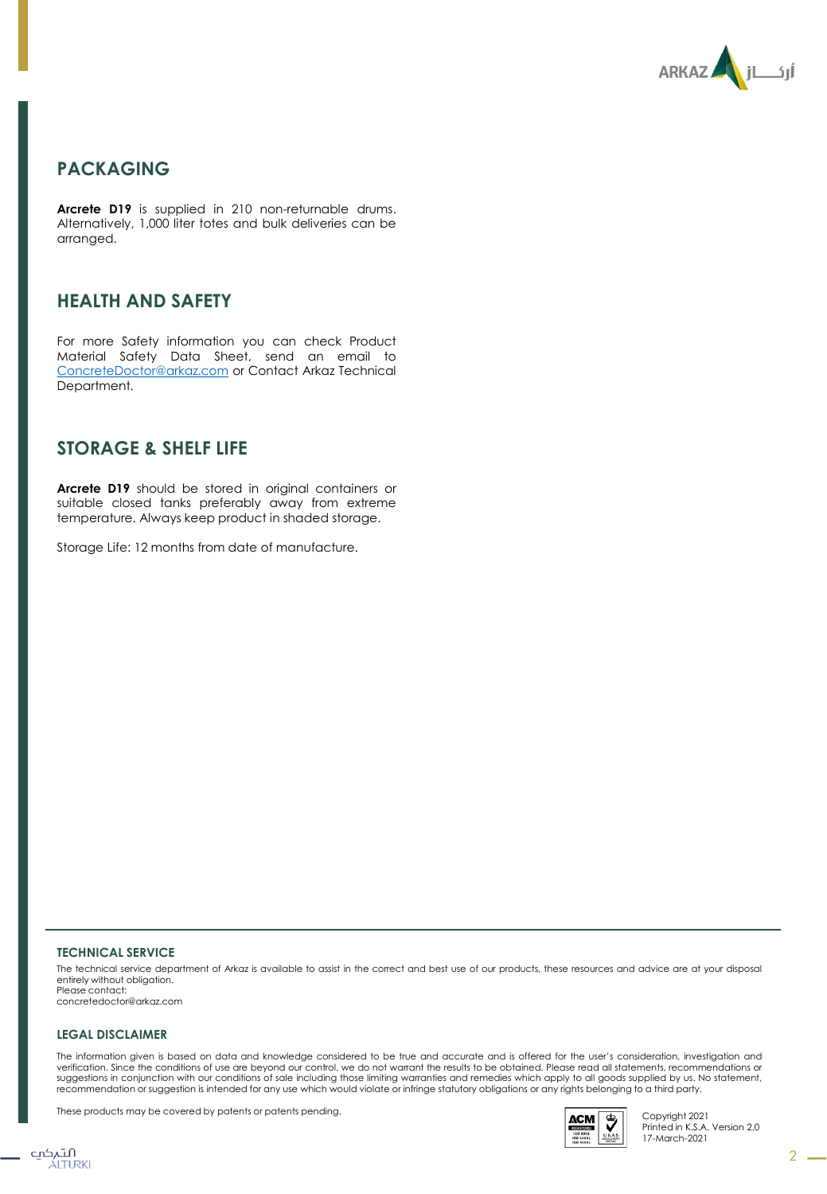## PACKAGING

**Arcrete D19** is supplied in 210 non-returnable drums. Alternatively, 1,000 liter totes and bulk deliveries can be arranged.

## HEALTH AND SAFETY

For more Safety information you can check Product Material Safety Data Sheet, send an email to ConcreteDoctor@arkaz.com or Contact Arkaz Technical Department.

## STORAGE & SHELF LIFE

**Arcrete D19** should be stored in original containers or suitable closed tanks preferably away from extreme temperature. Always keep product in shaded storage.

Storage Life: 12 months from date of manufacture.

### TECHNICAL SERVICE

The technical service department of Arkaz is available to assist in the correct and best use of our products, these resources and advice are at your disposal entirely without obligation.
Please contact:
concretedoctor@arkaz.com

### LEGAL DISCLAIMER

The information given is based on data and knowledge considered to be true and accurate and is offered for the user's consideration, investigation and verification. Since the conditions of use are beyond our control, we do not warrant the results to be obtained. Please read all statements, recommendations or suggestions in conjunction with our conditions of sale including those limiting warranties and remedies which apply to all goods supplied by us. No statement, recommendation or suggestion is intended for any use which would violate or infringe statutory obligations or any rights belonging to a third party.

These products may be covered by patents or patents pending.

Copyright 2021
Printed in K.S.A. Version 2.0
17-March-2021